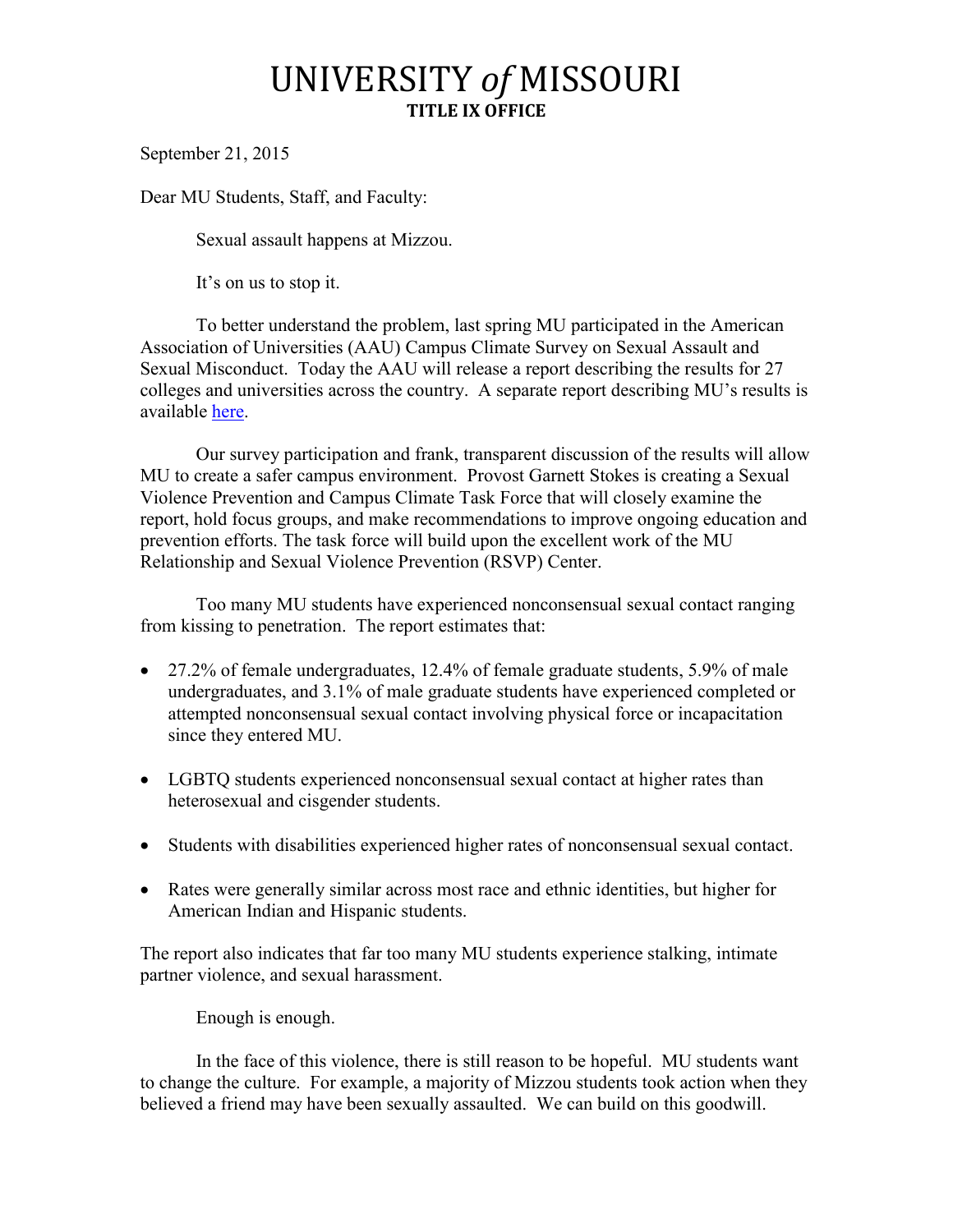# UNIVERSITY *of* MISSOURI

## TITLE IX OFFICE

September 21, 2015

Dear MU Students, Staff, and Faculty:

Sexual assault happens at Mizzou.

It's on us to stop it.

To better understand the problem, last spring MU participated in the American Association of Universities (AAU) Campus Climate Survey on Sexual Assault and Sexual Misconduct. Today the AAU will release a report describing the results for 27 colleges and universities across the country. A separate report describing MU's results is available here.

Our survey participation and frank, transparent discussion of the results will allow MU to create a safer campus environment. Provost Garnett Stokes is creating a Sexual Violence Prevention and Campus Climate Task Force that will closely examine the report, hold focus groups, and make recommendations to improve ongoing education and prevention efforts. The task force will build upon the excellent work of the MU Relationship and Sexual Violence Prevention (RSVP) Center.

Too many MU students have experienced nonconsensual sexual contact ranging from kissing to penetration. The report estimates that:

- 27.2% of female undergraduates, 12.4% of female graduate students, 5.9% of male undergraduates, and 3.1% of male graduate students have experienced completed or attempted nonconsensual sexual contact involving physical force or incapacitation since they entered MU.
- LGBTQ students experienced nonconsensual sexual contact at higher rates than heterosexual and cisgender students.
- Students with disabilities experienced higher rates of nonconsensual sexual contact.
- Rates were generally similar across most race and ethnic identities, but higher for American Indian and Hispanic students.

The report also indicates that far too many MU students experience stalking, intimate partner violence, and sexual harassment.

Enough is enough.

In the face of this violence, there is still reason to be hopeful. MU students want to change the culture. For example, a majority of Mizzou students took action when they believed a friend may have been sexually assaulted. We can build on this goodwill.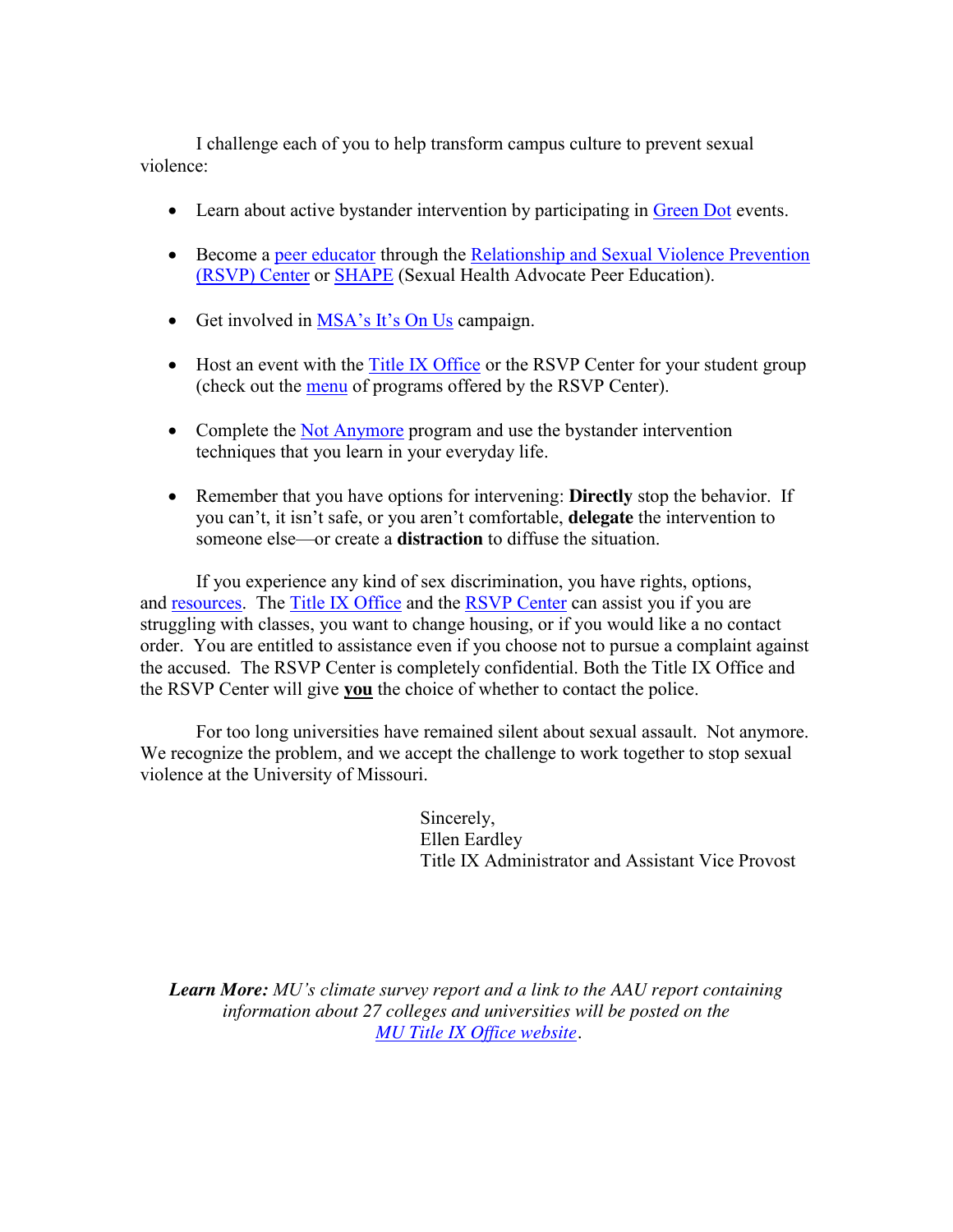I challenge each of you to help transform campus culture to prevent sexual violence:

- Learn about active bystander intervention by participating in Green Dot events.
- Become a peer educator through the Relationship and Sexual Violence Prevention (RSVP) Center or SHAPE (Sexual Health Advocate Peer Education).
- Get involved in MSA's It's On Us campaign.
- Host an event with the Title IX Office or the RSVP Center for your student group (check out the menu of programs offered by the RSVP Center).
- Complete the Not Anymore program and use the bystander intervention techniques that you learn in your everyday life.
- Remember that you have options for intervening: **Directly** stop the behavior. If you can't, it isn't safe, or you aren't comfortable, **delegate** the intervention to someone else—or create a **distraction** to diffuse the situation.

If you experience any kind of sex discrimination, you have rights, options, and resources. The Title IX Office and the RSVP Center can assist you if you are struggling with classes, you want to change housing, or if you would like a no contact order. You are entitled to assistance even if you choose not to pursue a complaint against the accused. The RSVP Center is completely confidential. Both the Title IX Office and the RSVP Center will give **you** the choice of whether to contact the police.

For too long universities have remained silent about sexual assault. Not anymore. We recognize the problem, and we accept the challenge to work together to stop sexual violence at the University of Missouri.

Sincerely,
Ellen Eardley
Title IX Administrator and Assistant Vice Provost

***Learn More:*** *MU's climate survey report and a link to the AAU report containing information about 27 colleges and universities will be posted on the MU Title IX Office website.*